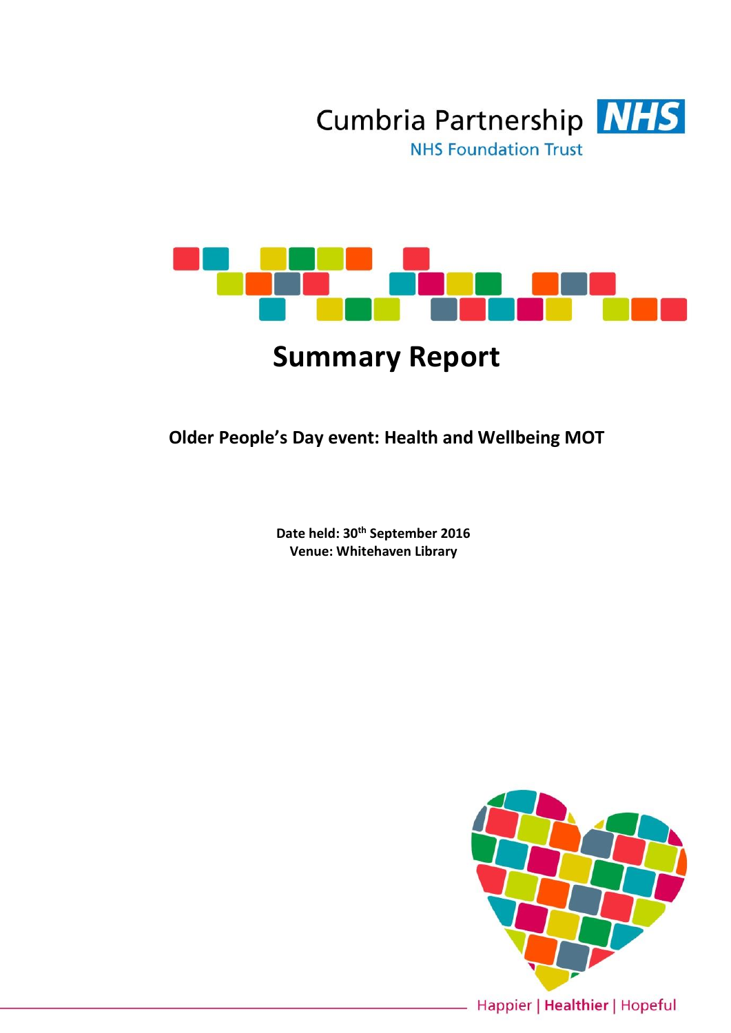Cumbria Partnership NHS

NHS Foundation Trust

# Summary Report

## Older People's Day event: Health and Wellbeing MOT

**Date held: 30th September 2016**
**Venue: Whitehaven Library**

Happier | **Healthier** | Hopeful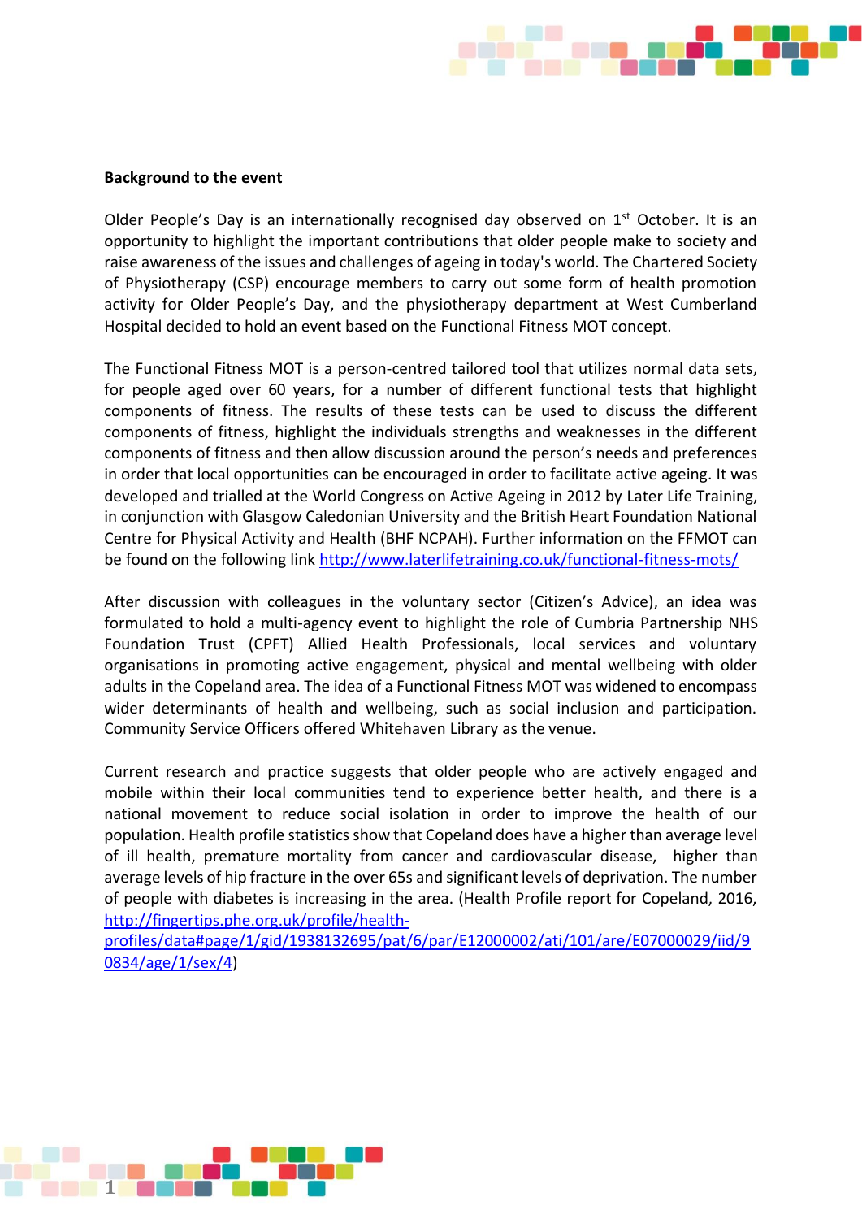**Background to the event**

Older People's Day is an internationally recognised day observed on 1st October. It is an opportunity to highlight the important contributions that older people make to society and raise awareness of the issues and challenges of ageing in today's world. The Chartered Society of Physiotherapy (CSP) encourage members to carry out some form of health promotion activity for Older People's Day, and the physiotherapy department at West Cumberland Hospital decided to hold an event based on the Functional Fitness MOT concept.

The Functional Fitness MOT is a person-centred tailored tool that utilizes normal data sets, for people aged over 60 years, for a number of different functional tests that highlight components of fitness. The results of these tests can be used to discuss the different components of fitness, highlight the individuals strengths and weaknesses in the different components of fitness and then allow discussion around the person's needs and preferences in order that local opportunities can be encouraged in order to facilitate active ageing. It was developed and trialled at the World Congress on Active Ageing in 2012 by Later Life Training, in conjunction with Glasgow Caledonian University and the British Heart Foundation National Centre for Physical Activity and Health (BHF NCPAH). Further information on the FFMOT can be found on the following link http://www.laterlifetraining.co.uk/functional-fitness-mots/

After discussion with colleagues in the voluntary sector (Citizen's Advice), an idea was formulated to hold a multi-agency event to highlight the role of Cumbria Partnership NHS Foundation Trust (CPFT) Allied Health Professionals, local services and voluntary organisations in promoting active engagement, physical and mental wellbeing with older adults in the Copeland area. The idea of a Functional Fitness MOT was widened to encompass wider determinants of health and wellbeing, such as social inclusion and participation. Community Service Officers offered Whitehaven Library as the venue.

Current research and practice suggests that older people who are actively engaged and mobile within their local communities tend to experience better health, and there is a national movement to reduce social isolation in order to improve the health of our population. Health profile statistics show that Copeland does have a higher than average level of ill health, premature mortality from cancer and cardiovascular disease, higher than average levels of hip fracture in the over 65s and significant levels of deprivation. The number of people with diabetes is increasing in the area. (Health Profile report for Copeland, 2016, http://fingertips.phe.org.uk/profile/health-profiles/data#page/1/gid/1938132695/pat/6/par/E12000002/ati/101/are/E07000029/iid/90834/age/1/sex/4)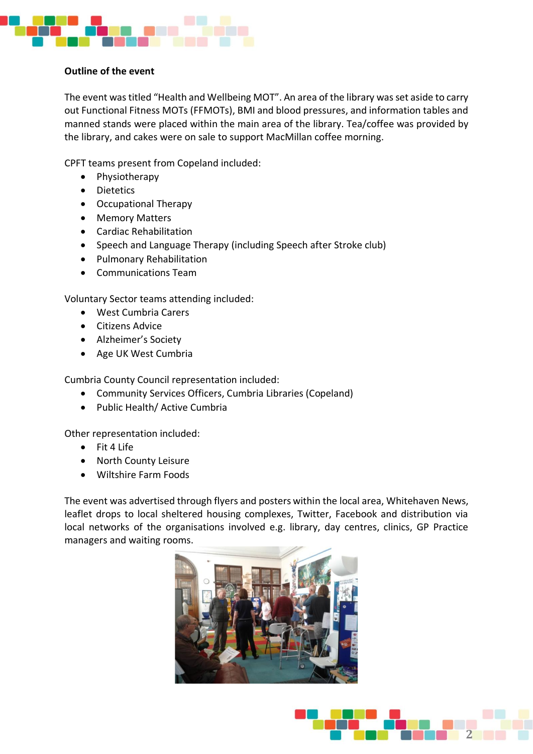**Outline of the event**

The event was titled “Health and Wellbeing MOT”. An area of the library was set aside to carry out Functional Fitness MOTs (FFMOTs), BMI and blood pressures, and information tables and manned stands were placed within the main area of the library. Tea/coffee was provided by the library, and cakes were on sale to support MacMillan coffee morning.

CPFT teams present from Copeland included:

- Physiotherapy
- Dietetics
- Occupational Therapy
- Memory Matters
- Cardiac Rehabilitation
- Speech and Language Therapy (including Speech after Stroke club)
- Pulmonary Rehabilitation
- Communications Team

Voluntary Sector teams attending included:

- West Cumbria Carers
- Citizens Advice
- Alzheimer’s Society
- Age UK West Cumbria

Cumbria County Council representation included:

- Community Services Officers, Cumbria Libraries (Copeland)
- Public Health/ Active Cumbria

Other representation included:

- Fit 4 Life
- North County Leisure
- Wiltshire Farm Foods

The event was advertised through flyers and posters within the local area, Whitehaven News, leaflet drops to local sheltered housing complexes, Twitter, Facebook and distribution via local networks of the organisations involved e.g. library, day centres, clinics, GP Practice managers and waiting rooms.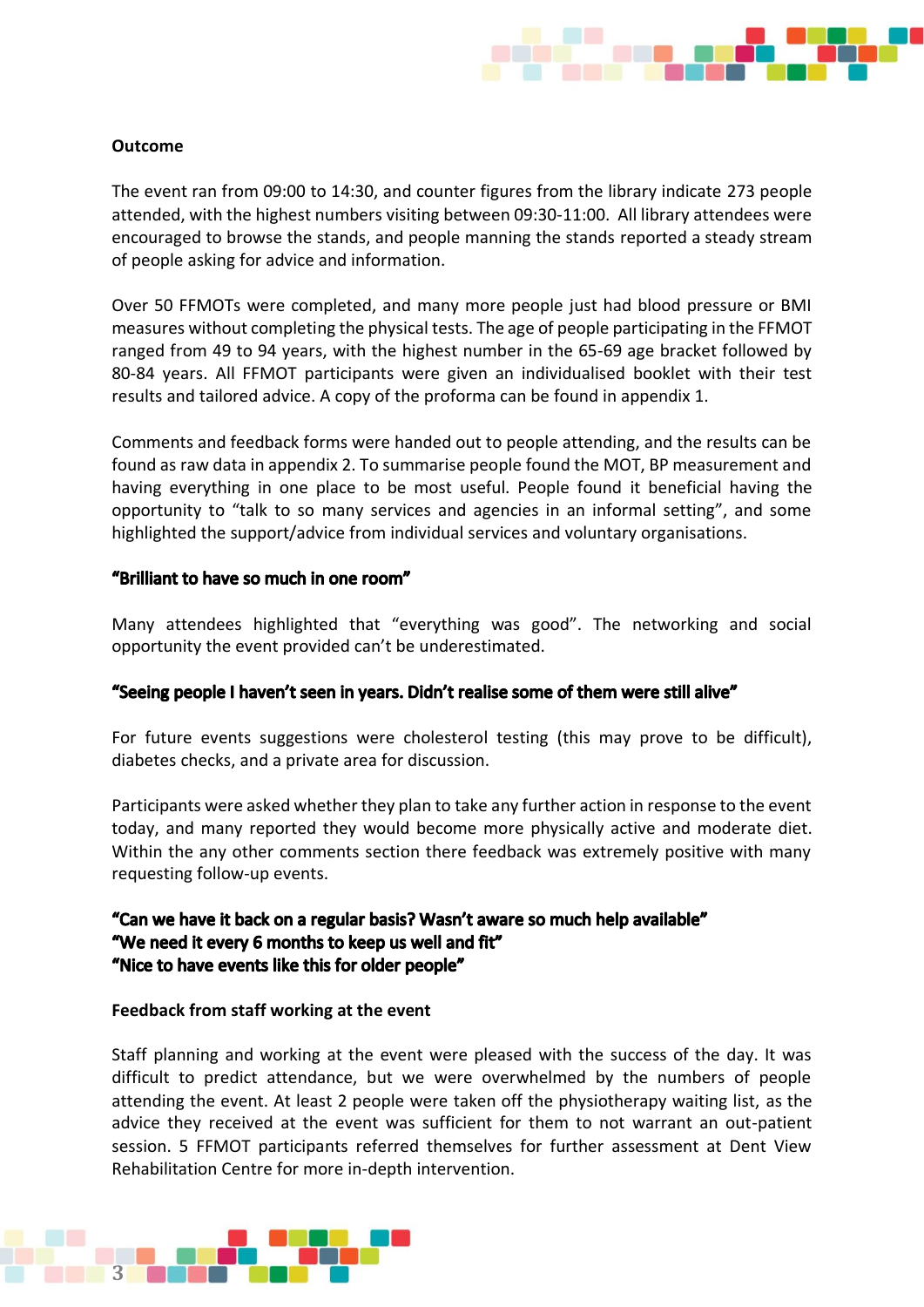**Outcome**

The event ran from 09:00 to 14:30, and counter figures from the library indicate 273 people attended, with the highest numbers visiting between 09:30-11:00. All library attendees were encouraged to browse the stands, and people manning the stands reported a steady stream of people asking for advice and information.

Over 50 FFMOTs were completed, and many more people just had blood pressure or BMI measures without completing the physical tests. The age of people participating in the FFMOT ranged from 49 to 94 years, with the highest number in the 65-69 age bracket followed by 80-84 years. All FFMOT participants were given an individualised booklet with their test results and tailored advice. A copy of the proforma can be found in appendix 1.

Comments and feedback forms were handed out to people attending, and the results can be found as raw data in appendix 2. To summarise people found the MOT, BP measurement and having everything in one place to be most useful. People found it beneficial having the opportunity to "talk to so many services and agencies in an informal setting", and some highlighted the support/advice from individual services and voluntary organisations.

**"Brilliant to have so much in one room"**

Many attendees highlighted that "everything was good". The networking and social opportunity the event provided can't be underestimated.

**"Seeing people I haven't seen in years. Didn't realise some of them were still alive"**

For future events suggestions were cholesterol testing (this may prove to be difficult), diabetes checks, and a private area for discussion.

Participants were asked whether they plan to take any further action in response to the event today, and many reported they would become more physically active and moderate diet. Within the any other comments section there feedback was extremely positive with many requesting follow-up events.

**"Can we have it back on a regular basis? Wasn't aware so much help available"**
**"We need it every 6 months to keep us well and fit"**
**"Nice to have events like this for older people"**

**Feedback from staff working at the event**

Staff planning and working at the event were pleased with the success of the day. It was difficult to predict attendance, but we were overwhelmed by the numbers of people attending the event. At least 2 people were taken off the physiotherapy waiting list, as the advice they received at the event was sufficient for them to not warrant an out-patient session. 5 FFMOT participants referred themselves for further assessment at Dent View Rehabilitation Centre for more in-depth intervention.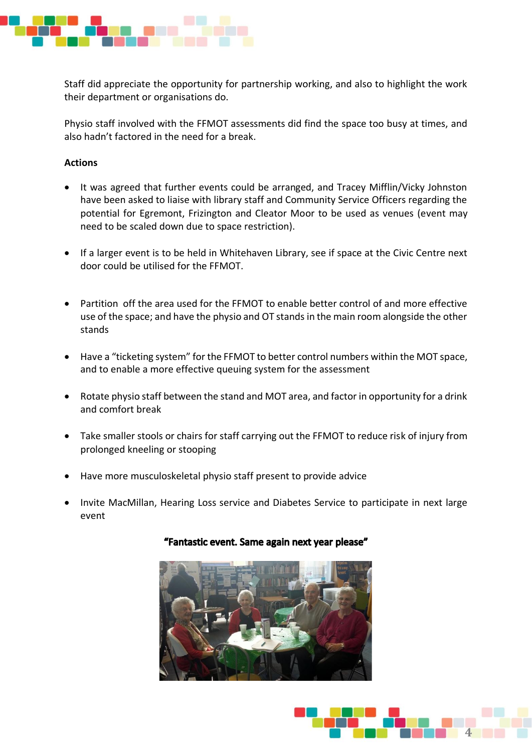Staff did appreciate the opportunity for partnership working, and also to highlight the work their department or organisations do.

Physio staff involved with the FFMOT assessments did find the space too busy at times, and also hadn't factored in the need for a break.

**Actions**

- It was agreed that further events could be arranged, and Tracey Mifflin/Vicky Johnston have been asked to liaise with library staff and Community Service Officers regarding the potential for Egremont, Frizington and Cleator Moor to be used as venues (event may need to be scaled down due to space restriction).
- If a larger event is to be held in Whitehaven Library, see if space at the Civic Centre next door could be utilised for the FFMOT.
- Partition off the area used for the FFMOT to enable better control of and more effective use of the space; and have the physio and OT stands in the main room alongside the other stands
- Have a "ticketing system" for the FFMOT to better control numbers within the MOT space, and to enable a more effective queuing system for the assessment
- Rotate physio staff between the stand and MOT area, and factor in opportunity for a drink and comfort break
- Take smaller stools or chairs for staff carrying out the FFMOT to reduce risk of injury from prolonged kneeling or stooping
- Have more musculoskeletal physio staff present to provide advice
- Invite MacMillan, Hearing Loss service and Diabetes Service to participate in next large event

**"Fantastic event. Same again next year please"**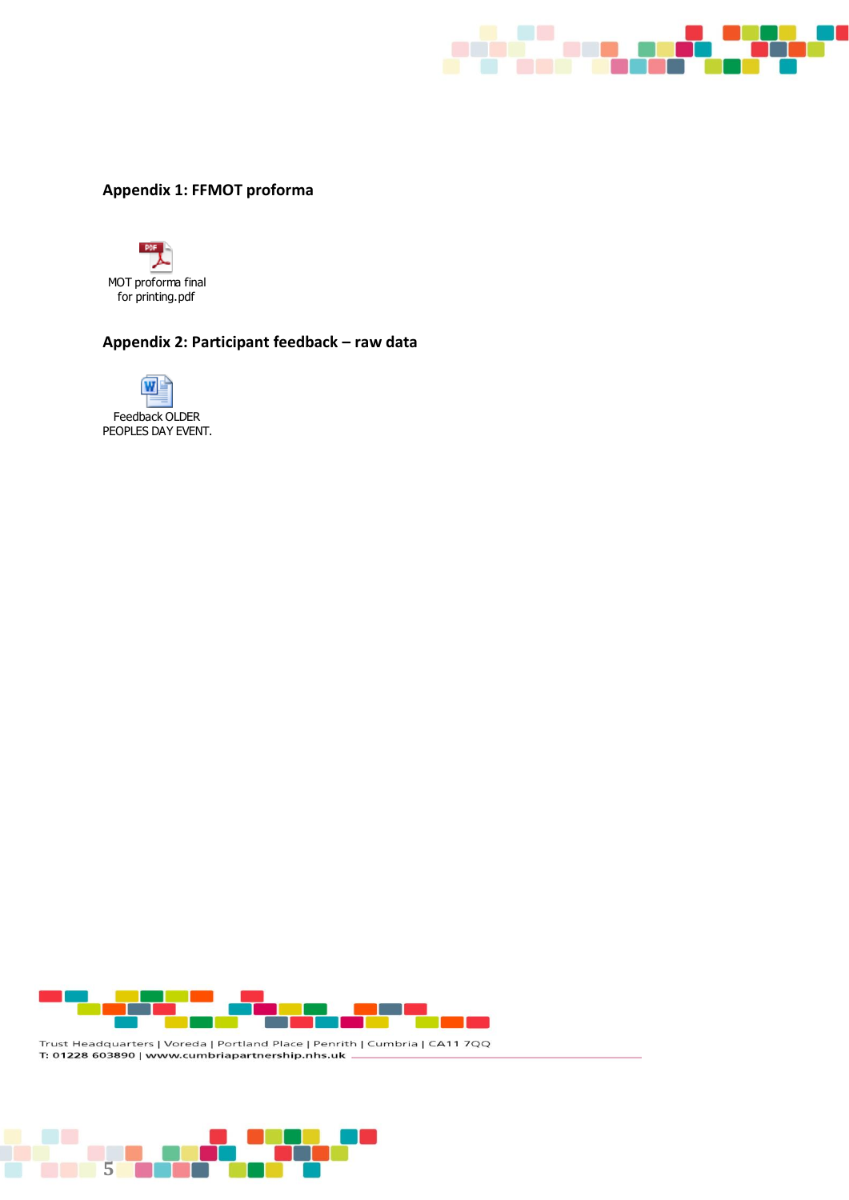**Appendix 1: FFMOT proforma**

MOT proforma final for printing.pdf

**Appendix 2: Participant feedback – raw data**

Feedback OLDER PEOPLES DAY EVENT.

Trust Headquarters | Voreda | Portland Place | Penrith | Cumbria | CA11 7QQ
T: 01228 603890 | www.cumbriapartnership.nhs.uk